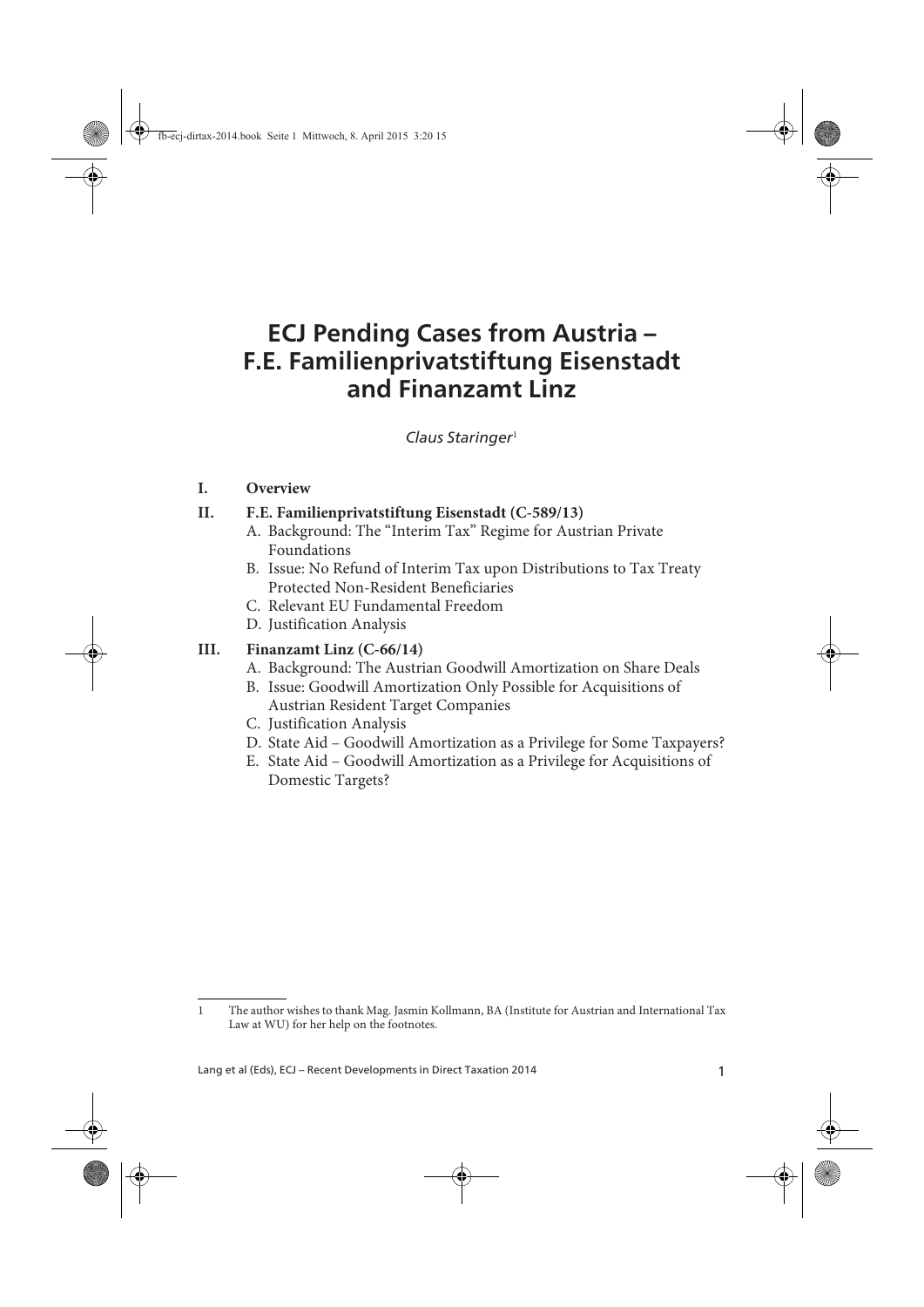# ECJ Pending Cases from Austria – F.E. Familienprivatstiftung Eisenstadt and Finanzamt Linz

*Claus Staringer*[1]

**I. Overview**

**II. F.E. Familienprivatstiftung Eisenstadt (C-589/13)**

- A. Background: The "Interim Tax" Regime for Austrian Private Foundations
- B. Issue: No Refund of Interim Tax upon Distributions to Tax Treaty Protected Non-Resident Beneficiaries
- C. Relevant EU Fundamental Freedom
- D. Justification Analysis

**III. Finanzamt Linz (C-66/14)**

- A. Background: The Austrian Goodwill Amortization on Share Deals
- B. Issue: Goodwill Amortization Only Possible for Acquisitions of Austrian Resident Target Companies
- C. Justification Analysis
- D. State Aid – Goodwill Amortization as a Privilege for Some Taxpayers?
- E. State Aid – Goodwill Amortization as a Privilege for Acquisitions of Domestic Targets?

---

1 The author wishes to thank Mag. Jasmin Kollmann, BA (Institute for Austrian and International Tax Law at WU) for her help on the footnotes.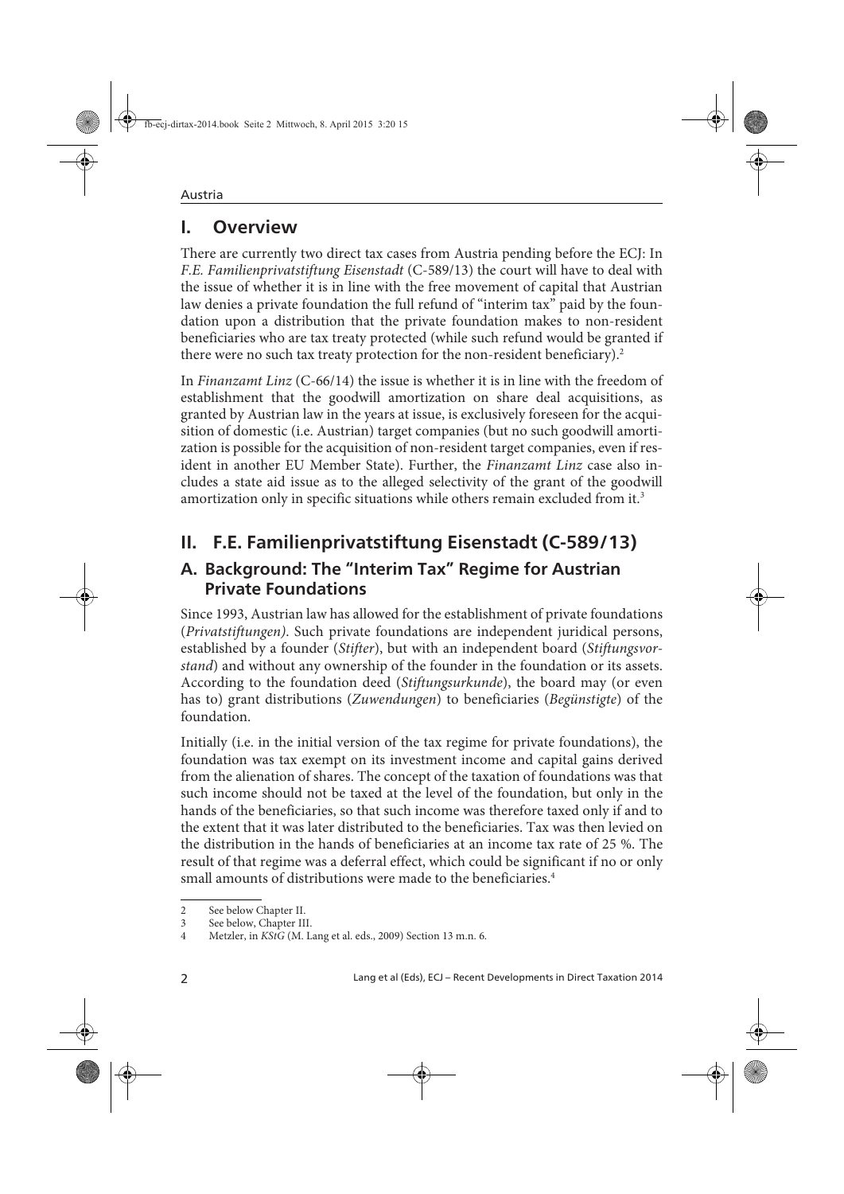## I. Overview

There are currently two direct tax cases from Austria pending before the ECJ: In *F.E. Familienprivatstiftung Eisenstadt* (C-589/13) the court will have to deal with the issue of whether it is in line with the free movement of capital that Austrian law denies a private foundation the full refund of "interim tax" paid by the foundation upon a distribution that the private foundation makes to non-resident beneficiaries who are tax treaty protected (while such refund would be granted if there were no such tax treaty protection for the non-resident beneficiary).[2]

In *Finanzamt Linz* (C-66/14) the issue is whether it is in line with the freedom of establishment that the goodwill amortization on share deal acquisitions, as granted by Austrian law in the years at issue, is exclusively foreseen for the acquisition of domestic (i.e. Austrian) target companies (but no such goodwill amortization is possible for the acquisition of non-resident target companies, even if resident in another EU Member State). Further, the *Finanzamt Linz* case also includes a state aid issue as to the alleged selectivity of the grant of the goodwill amortization only in specific situations while others remain excluded from it.[3]

## II. F.E. Familienprivatstiftung Eisenstadt (C-589/13)

### A. Background: The "Interim Tax" Regime for Austrian Private Foundations

Since 1993, Austrian law has allowed for the establishment of private foundations (*Privatstiftungen*). Such private foundations are independent juridical persons, established by a founder (*Stifter*), but with an independent board (*Stiftungsvorstand*) and without any ownership of the founder in the foundation or its assets. According to the foundation deed (*Stiftungsurkunde*), the board may (or even has to) grant distributions (*Zuwendungen*) to beneficiaries (*Begünstigte*) of the foundation.

Initially (i.e. in the initial version of the tax regime for private foundations), the foundation was tax exempt on its investment income and capital gains derived from the alienation of shares. The concept of the taxation of foundations was that such income should not be taxed at the level of the foundation, but only in the hands of the beneficiaries, so that such income was therefore taxed only if and to the extent that it was later distributed to the beneficiaries. Tax was then levied on the distribution in the hands of beneficiaries at an income tax rate of 25 %. The result of that regime was a deferral effect, which could be significant if no or only small amounts of distributions were made to the beneficiaries.[4]

---

2 See below Chapter II.

3 See below, Chapter III.

4 Metzler, in *KStG* (M. Lang et al. eds., 2009) Section 13 m.n. 6.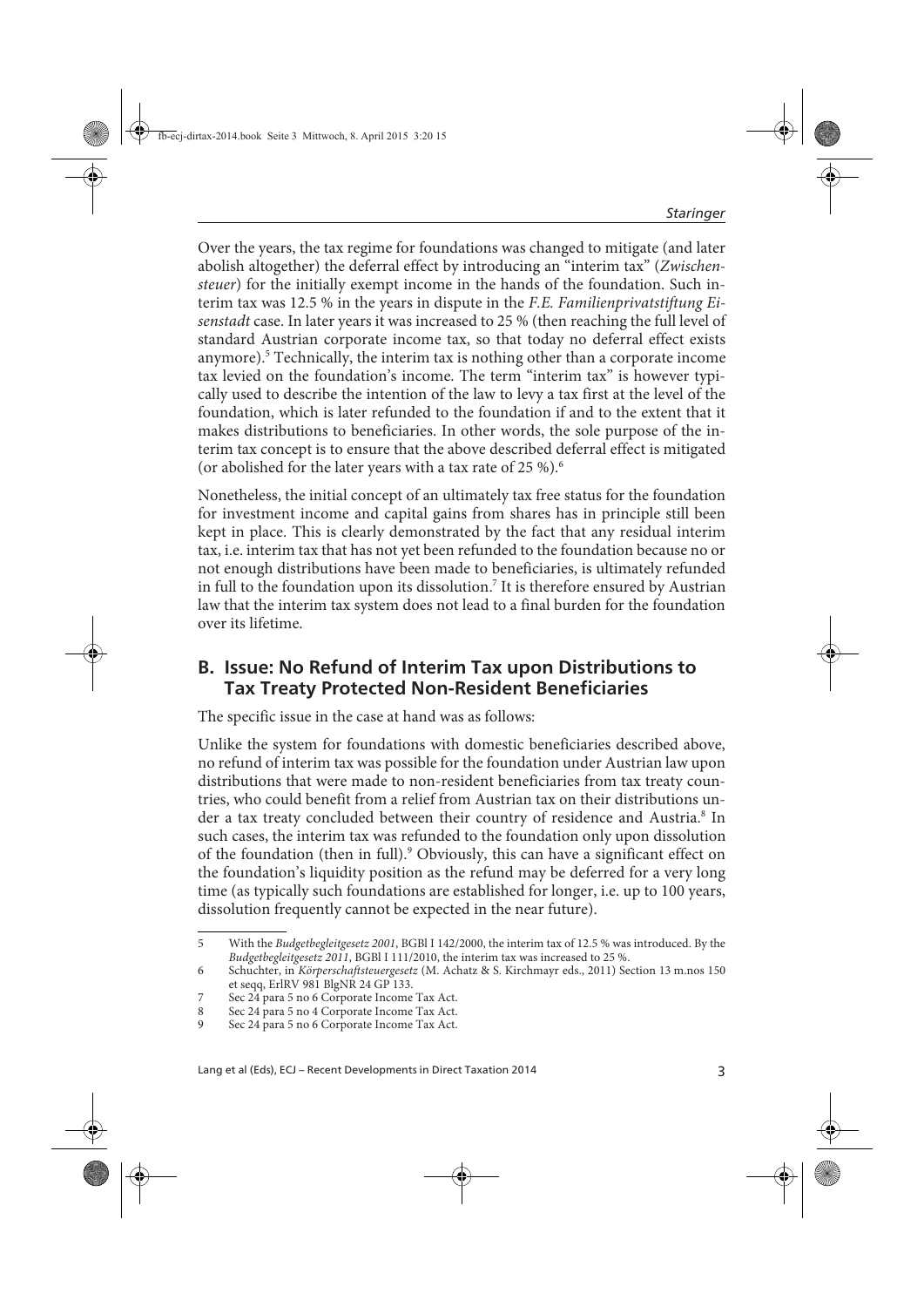Over the years, the tax regime for foundations was changed to mitigate (and later abolish altogether) the deferral effect by introducing an "interim tax" (*Zwischensteuer*) for the initially exempt income in the hands of the foundation. Such interim tax was 12.5 % in the years in dispute in the *F.E. Familienprivatstiftung Eisenstadt* case. In later years it was increased to 25 % (then reaching the full level of standard Austrian corporate income tax, so that today no deferral effect exists anymore).[5] Technically, the interim tax is nothing other than a corporate income tax levied on the foundation's income. The term "interim tax" is however typically used to describe the intention of the law to levy a tax first at the level of the foundation, which is later refunded to the foundation if and to the extent that it makes distributions to beneficiaries. In other words, the sole purpose of the interim tax concept is to ensure that the above described deferral effect is mitigated (or abolished for the later years with a tax rate of 25 %).[6]

Nonetheless, the initial concept of an ultimately tax free status for the foundation for investment income and capital gains from shares has in principle still been kept in place. This is clearly demonstrated by the fact that any residual interim tax, i.e. interim tax that has not yet been refunded to the foundation because no or not enough distributions have been made to beneficiaries, is ultimately refunded in full to the foundation upon its dissolution.[7] It is therefore ensured by Austrian law that the interim tax system does not lead to a final burden for the foundation over its lifetime.

## B. Issue: No Refund of Interim Tax upon Distributions to Tax Treaty Protected Non-Resident Beneficiaries

The specific issue in the case at hand was as follows:

Unlike the system for foundations with domestic beneficiaries described above, no refund of interim tax was possible for the foundation under Austrian law upon distributions that were made to non-resident beneficiaries from tax treaty countries, who could benefit from a relief from Austrian tax on their distributions under a tax treaty concluded between their country of residence and Austria.[8] In such cases, the interim tax was refunded to the foundation only upon dissolution of the foundation (then in full).[9] Obviously, this can have a significant effect on the foundation's liquidity position as the refund may be deferred for a very long time (as typically such foundations are established for longer, i.e. up to 100 years, dissolution frequently cannot be expected in the near future).

---

5 With the *Budgetbegleitgesetz 2001*, BGBl I 142/2000, the interim tax of 12.5 % was introduced. By the *Budgetbegleitgesetz 2011*, BGBl I 111/2010, the interim tax was increased to 25 %.

6 Schuchter, in *Körperschaftsteuergesetz* (M. Achatz & S. Kirchmayr eds., 2011) Section 13 m.nos 150 et seqq, ErlRV 981 BlgNR 24 GP 133.

7 Sec 24 para 5 no 6 Corporate Income Tax Act.

8 Sec 24 para 5 no 4 Corporate Income Tax Act.

9 Sec 24 para 5 no 6 Corporate Income Tax Act.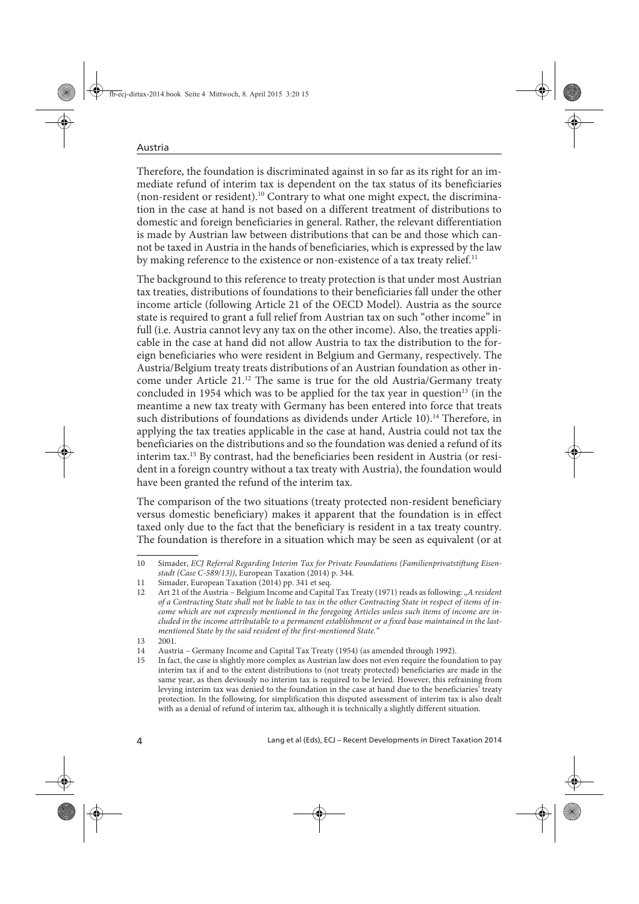Therefore, the foundation is discriminated against in so far as its right for an immediate refund of interim tax is dependent on the tax status of its beneficiaries (non-resident or resident).[10] Contrary to what one might expect, the discrimination in the case at hand is not based on a different treatment of distributions to domestic and foreign beneficiaries in general. Rather, the relevant differentiation is made by Austrian law between distributions that can be and those which cannot be taxed in Austria in the hands of beneficiaries, which is expressed by the law by making reference to the existence or non-existence of a tax treaty relief.[11]

The background to this reference to treaty protection is that under most Austrian tax treaties, distributions of foundations to their beneficiaries fall under the other income article (following Article 21 of the OECD Model). Austria as the source state is required to grant a full relief from Austrian tax on such "other income" in full (i.e. Austria cannot levy any tax on the other income). Also, the treaties applicable in the case at hand did not allow Austria to tax the distribution to the foreign beneficiaries who were resident in Belgium and Germany, respectively. The Austria/Belgium treaty treats distributions of an Austrian foundation as other income under Article 21.[12] The same is true for the old Austria/Germany treaty concluded in 1954 which was to be applied for the tax year in question[13] (in the meantime a new tax treaty with Germany has been entered into force that treats such distributions of foundations as dividends under Article 10).[14] Therefore, in applying the tax treaties applicable in the case at hand, Austria could not tax the beneficiaries on the distributions and so the foundation was denied a refund of its interim tax.[15] By contrast, had the beneficiaries been resident in Austria (or resident in a foreign country without a tax treaty with Austria), the foundation would have been granted the refund of the interim tax.

The comparison of the two situations (treaty protected non-resident beneficiary versus domestic beneficiary) makes it apparent that the foundation is in effect taxed only due to the fact that the beneficiary is resident in a tax treaty country. The foundation is therefore in a situation which may be seen as equivalent (or at

---

10 Simader, *ECJ Referral Regarding Interim Tax for Private Foundations (Familienprivatstiftung Eisenstadt (Case C-589/13))*, European Taxation (2014) p. 344.

11 Simader, European Taxation (2014) pp. 341 et seq.

12 Art 21 of the Austria – Belgium Income and Capital Tax Treaty (1971) reads as following: „*A resident of a Contracting State shall not be liable to tax in the other Contracting State in respect of items of income which are not expressly mentioned in the foregoing Articles unless such items of income are included in the income attributable to a permanent establishment or a fixed base maintained in the last-mentioned State by the said resident of the first-mentioned State.*"

13 2001.

14 Austria – Germany Income and Capital Tax Treaty (1954) (as amended through 1992).

15 In fact, the case is slightly more complex as Austrian law does not even require the foundation to pay interim tax if and to the extent distributions to (not treaty protected) beneficiaries are made in the same year, as then deviously no interim tax is required to be levied. However, this refraining from levying interim tax was denied to the foundation in the case at hand due to the beneficiaries' treaty protection. In the following, for simplification this disputed assessment of interim tax is also dealt with as a denial of refund of interim tax, although it is technically a slightly different situation.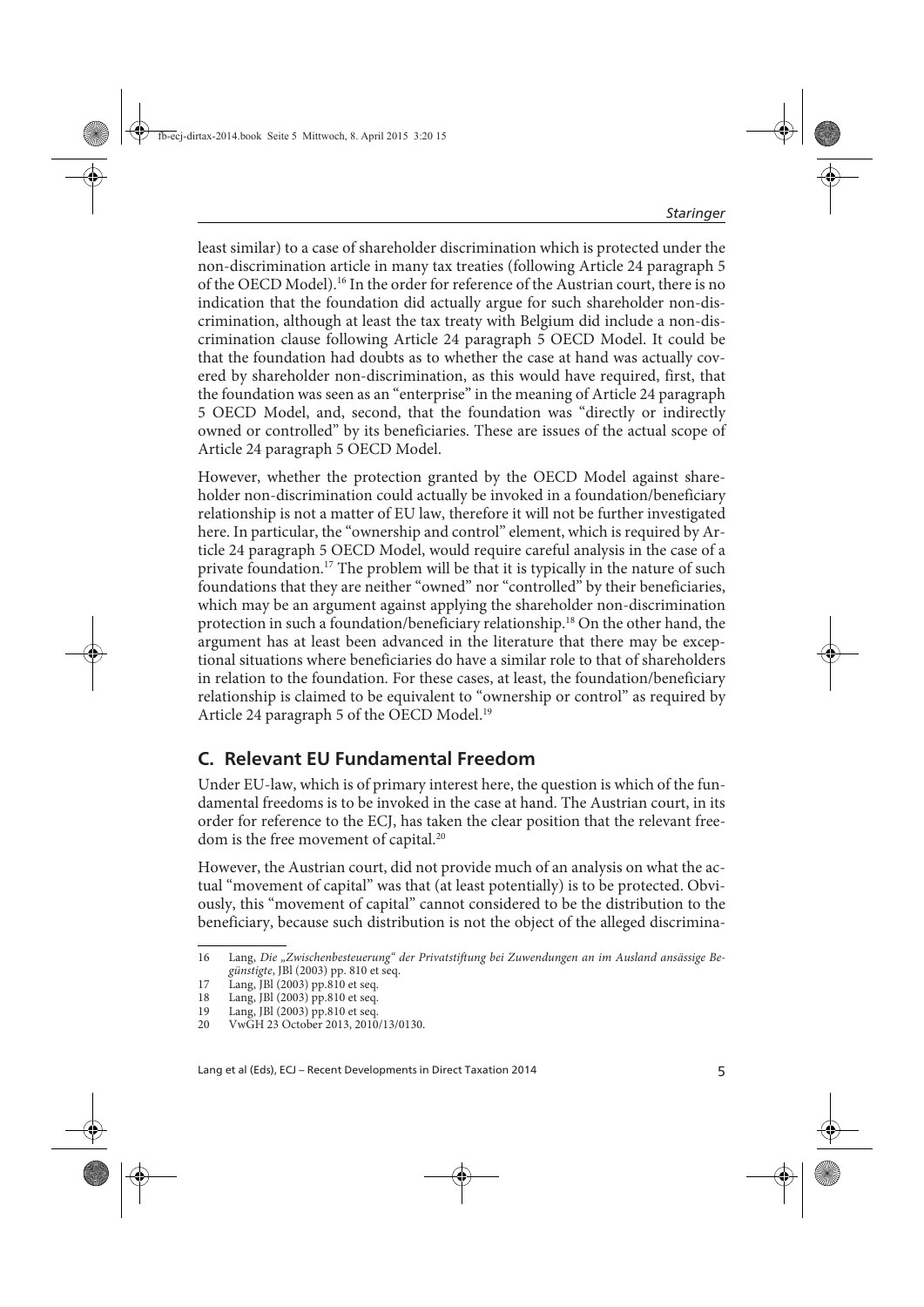least similar) to a case of shareholder discrimination which is protected under the non-discrimination article in many tax treaties (following Article 24 paragraph 5 of the OECD Model).[16] In the order for reference of the Austrian court, there is no indication that the foundation did actually argue for such shareholder non-discrimination, although at least the tax treaty with Belgium did include a non-discrimination clause following Article 24 paragraph 5 OECD Model. It could be that the foundation had doubts as to whether the case at hand was actually covered by shareholder non-discrimination, as this would have required, first, that the foundation was seen as an "enterprise" in the meaning of Article 24 paragraph 5 OECD Model, and, second, that the foundation was "directly or indirectly owned or controlled" by its beneficiaries. These are issues of the actual scope of Article 24 paragraph 5 OECD Model.

However, whether the protection granted by the OECD Model against shareholder non-discrimination could actually be invoked in a foundation/beneficiary relationship is not a matter of EU law, therefore it will not be further investigated here. In particular, the "ownership and control" element, which is required by Article 24 paragraph 5 OECD Model, would require careful analysis in the case of a private foundation.[17] The problem will be that it is typically in the nature of such foundations that they are neither "owned" nor "controlled" by their beneficiaries, which may be an argument against applying the shareholder non-discrimination protection in such a foundation/beneficiary relationship.[18] On the other hand, the argument has at least been advanced in the literature that there may be exceptional situations where beneficiaries do have a similar role to that of shareholders in relation to the foundation. For these cases, at least, the foundation/beneficiary relationship is claimed to be equivalent to "ownership or control" as required by Article 24 paragraph 5 of the OECD Model.[19]

## C. Relevant EU Fundamental Freedom

Under EU-law, which is of primary interest here, the question is which of the fundamental freedoms is to be invoked in the case at hand. The Austrian court, in its order for reference to the ECJ, has taken the clear position that the relevant freedom is the free movement of capital.[20]

However, the Austrian court, did not provide much of an analysis on what the actual "movement of capital" was that (at least potentially) is to be protected. Obviously, this "movement of capital" cannot considered to be the distribution to the beneficiary, because such distribution is not the object of the alleged discrimina-

---

16 Lang, *Die „Zwischenbesteuerung" der Privatstiftung bei Zuwendungen an im Ausland ansässige Begünstigte*, JBl (2003) pp. 810 et seq.

17 Lang, JBl (2003) pp.810 et seq.

18 Lang, JBl (2003) pp.810 et seq.

19 Lang, JBl (2003) pp.810 et seq.

20 VwGH 23 October 2013, 2010/13/0130.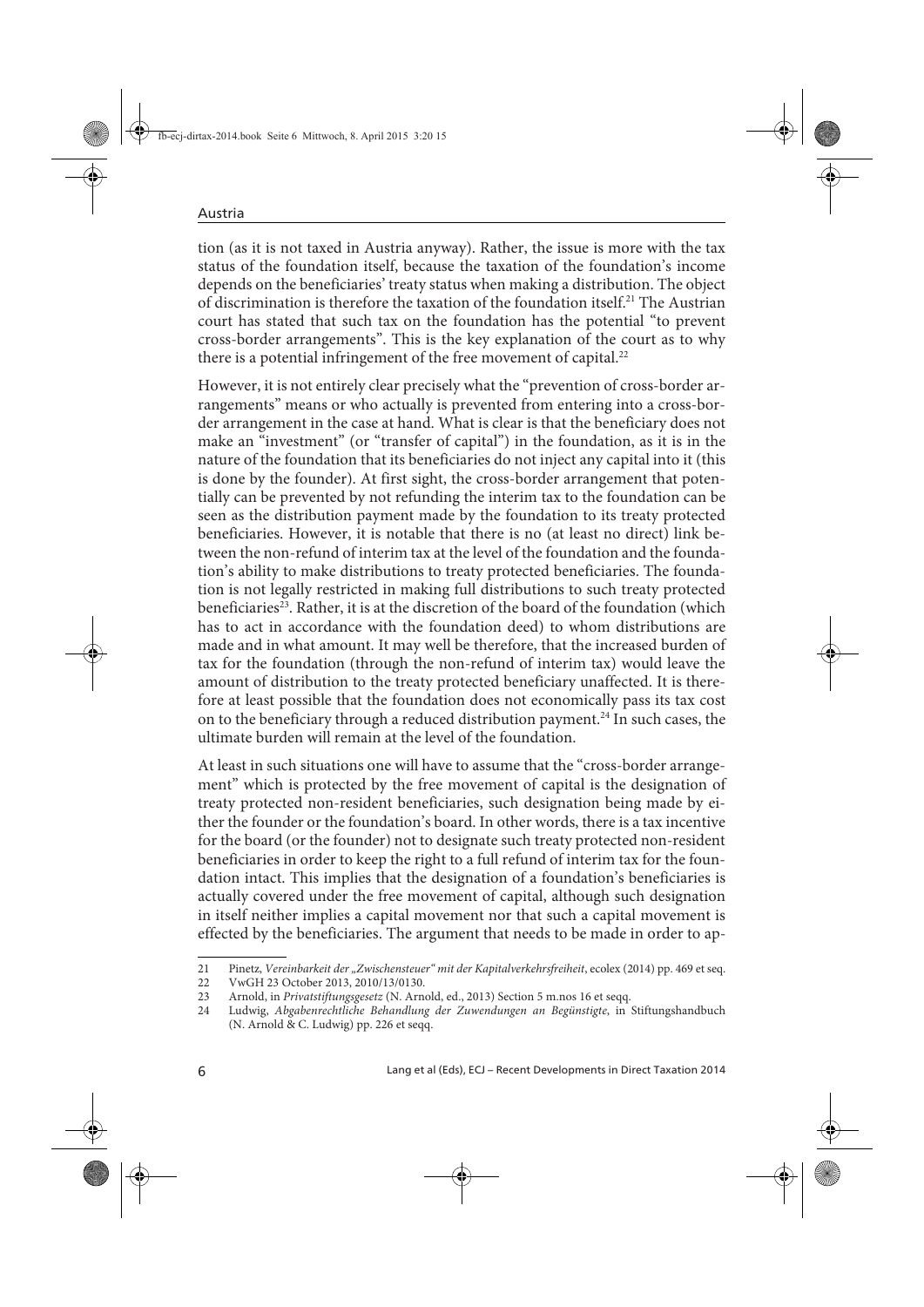tion (as it is not taxed in Austria anyway). Rather, the issue is more with the tax status of the foundation itself, because the taxation of the foundation's income depends on the beneficiaries' treaty status when making a distribution. The object of discrimination is therefore the taxation of the foundation itself.[21] The Austrian court has stated that such tax on the foundation has the potential "to prevent cross-border arrangements". This is the key explanation of the court as to why there is a potential infringement of the free movement of capital.[22]

However, it is not entirely clear precisely what the "prevention of cross-border arrangements" means or who actually is prevented from entering into a cross-border arrangement in the case at hand. What is clear is that the beneficiary does not make an "investment" (or "transfer of capital") in the foundation, as it is in the nature of the foundation that its beneficiaries do not inject any capital into it (this is done by the founder). At first sight, the cross-border arrangement that potentially can be prevented by not refunding the interim tax to the foundation can be seen as the distribution payment made by the foundation to its treaty protected beneficiaries. However, it is notable that there is no (at least no direct) link between the non-refund of interim tax at the level of the foundation and the foundation's ability to make distributions to treaty protected beneficiaries. The foundation is not legally restricted in making full distributions to such treaty protected beneficiaries[23]. Rather, it is at the discretion of the board of the foundation (which has to act in accordance with the foundation deed) to whom distributions are made and in what amount. It may well be therefore, that the increased burden of tax for the foundation (through the non-refund of interim tax) would leave the amount of distribution to the treaty protected beneficiary unaffected. It is therefore at least possible that the foundation does not economically pass its tax cost on to the beneficiary through a reduced distribution payment.[24] In such cases, the ultimate burden will remain at the level of the foundation.

At least in such situations one will have to assume that the "cross-border arrangement" which is protected by the free movement of capital is the designation of treaty protected non-resident beneficiaries, such designation being made by either the founder or the foundation's board. In other words, there is a tax incentive for the board (or the founder) not to designate such treaty protected non-resident beneficiaries in order to keep the right to a full refund of interim tax for the foundation intact. This implies that the designation of a foundation's beneficiaries is actually covered under the free movement of capital, although such designation in itself neither implies a capital movement nor that such a capital movement is effected by the beneficiaries. The argument that needs to be made in order to ap-

---

21 Pinetz, *Vereinbarkeit der „Zwischensteuer" mit der Kapitalverkehrsfreiheit*, ecolex (2014) pp. 469 et seq.

22 VwGH 23 October 2013, 2010/13/0130.

23 Arnold, in *Privatstiftungsgesetz* (N. Arnold, ed., 2013) Section 5 m.nos 16 et seqq.

24 Ludwig, *Abgabenrechtliche Behandlung der Zuwendungen an Begünstigte*, in Stiftungshandbuch (N. Arnold & C. Ludwig) pp. 226 et seqq.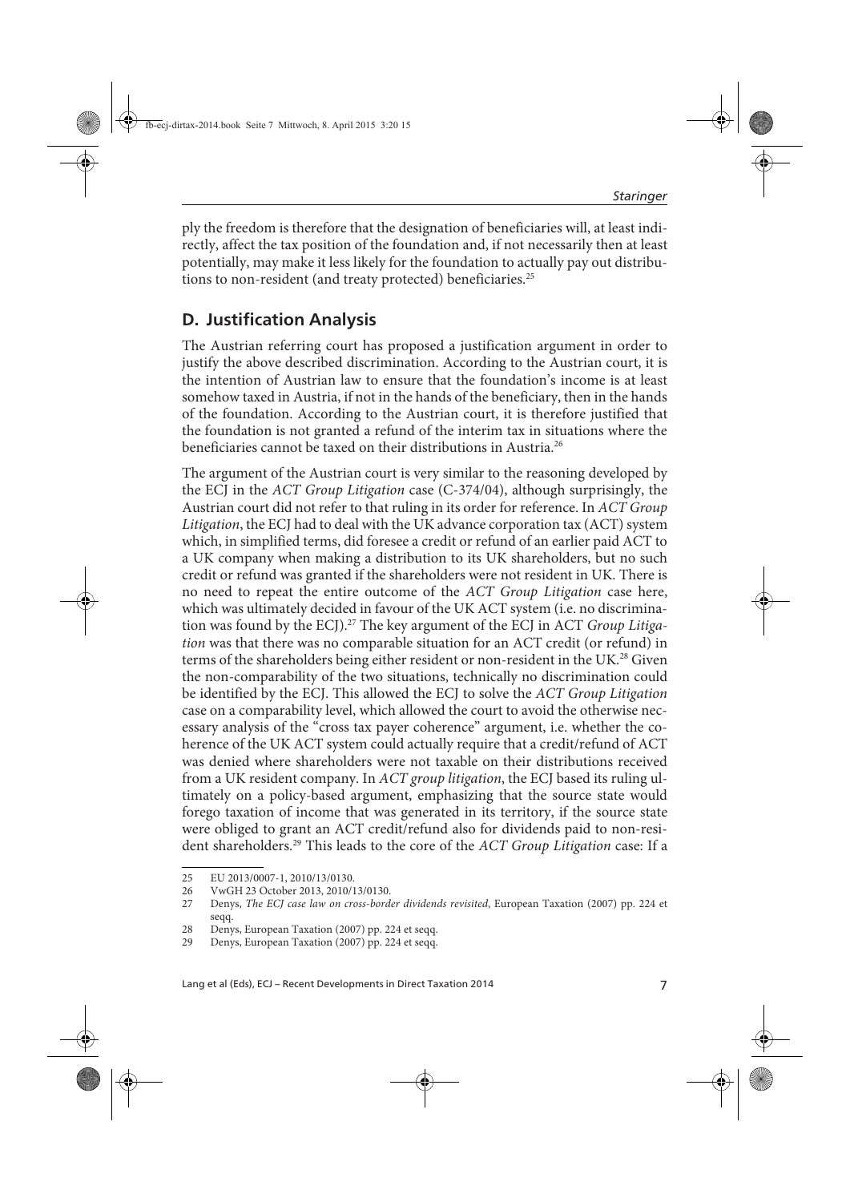ply the freedom is therefore that the designation of beneficiaries will, at least indirectly, affect the tax position of the foundation and, if not necessarily then at least potentially, may make it less likely for the foundation to actually pay out distributions to non-resident (and treaty protected) beneficiaries.[25]

## D. Justification Analysis

The Austrian referring court has proposed a justification argument in order to justify the above described discrimination. According to the Austrian court, it is the intention of Austrian law to ensure that the foundation's income is at least somehow taxed in Austria, if not in the hands of the beneficiary, then in the hands of the foundation. According to the Austrian court, it is therefore justified that the foundation is not granted a refund of the interim tax in situations where the beneficiaries cannot be taxed on their distributions in Austria.[26]

The argument of the Austrian court is very similar to the reasoning developed by the ECJ in the *ACT Group Litigation* case (C-374/04), although surprisingly, the Austrian court did not refer to that ruling in its order for reference. In *ACT Group Litigation*, the ECJ had to deal with the UK advance corporation tax (ACT) system which, in simplified terms, did foresee a credit or refund of an earlier paid ACT to a UK company when making a distribution to its UK shareholders, but no such credit or refund was granted if the shareholders were not resident in UK. There is no need to repeat the entire outcome of the *ACT Group Litigation* case here, which was ultimately decided in favour of the UK ACT system (i.e. no discrimination was found by the ECJ).[27] The key argument of the ECJ in ACT *Group Litigation* was that there was no comparable situation for an ACT credit (or refund) in terms of the shareholders being either resident or non-resident in the UK.[28] Given the non-comparability of the two situations, technically no discrimination could be identified by the ECJ. This allowed the ECJ to solve the *ACT Group Litigation* case on a comparability level, which allowed the court to avoid the otherwise necessary analysis of the "cross tax payer coherence" argument, i.e. whether the coherence of the UK ACT system could actually require that a credit/refund of ACT was denied where shareholders were not taxable on their distributions received from a UK resident company. In *ACT group litigation*, the ECJ based its ruling ultimately on a policy-based argument, emphasizing that the source state would forego taxation of income that was generated in its territory, if the source state were obliged to grant an ACT credit/refund also for dividends paid to non-resident shareholders.[29] This leads to the core of the *ACT Group Litigation* case: If a

---

25 EU 2013/0007-1, 2010/13/0130.

26 VwGH 23 October 2013, 2010/13/0130.

27 Denys, *The ECJ case law on cross-border dividends revisited*, European Taxation (2007) pp. 224 et seqq.

28 Denys, European Taxation (2007) pp. 224 et seqq.

29 Denys, European Taxation (2007) pp. 224 et seqq.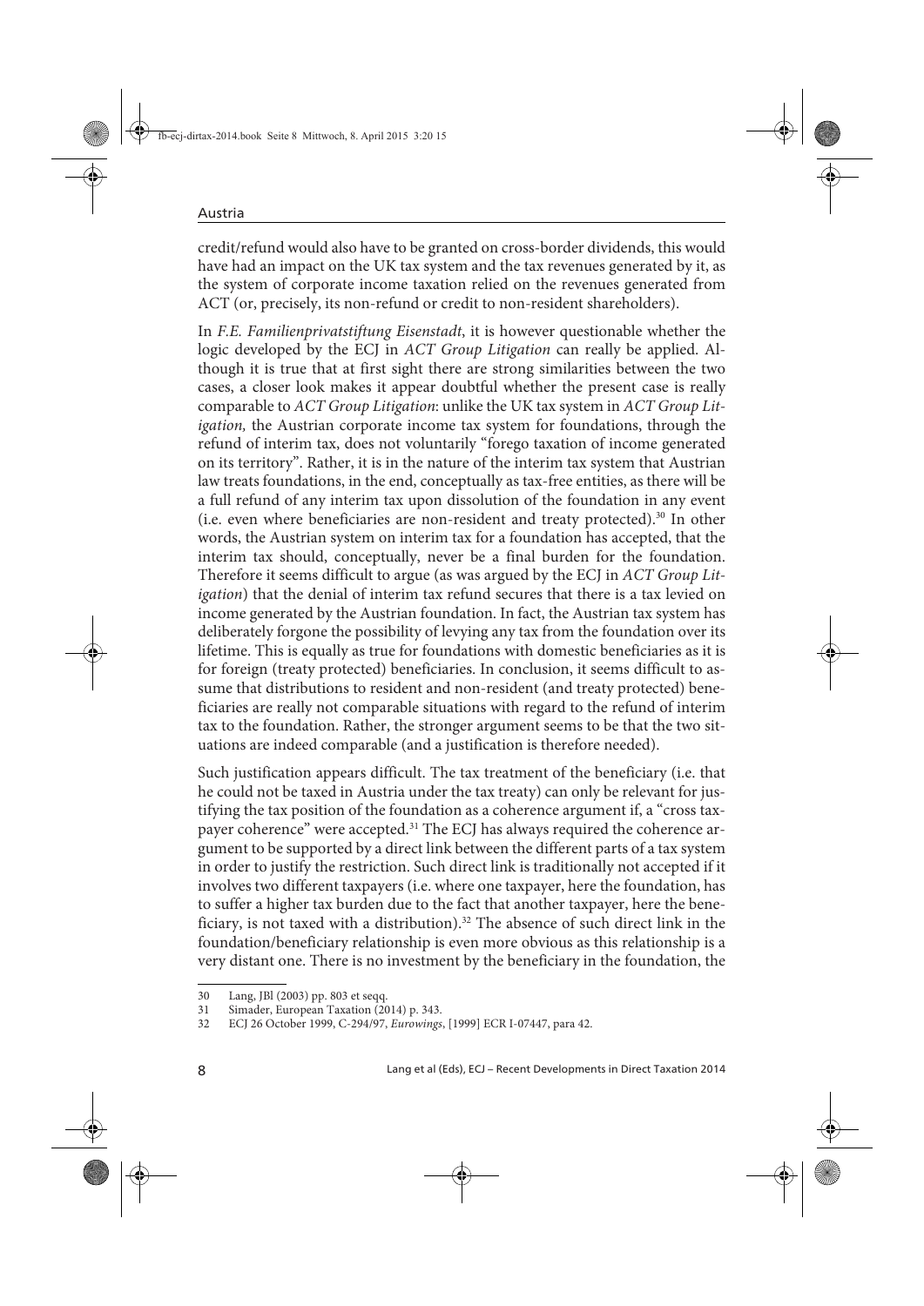credit/refund would also have to be granted on cross-border dividends, this would have had an impact on the UK tax system and the tax revenues generated by it, as the system of corporate income taxation relied on the revenues generated from ACT (or, precisely, its non-refund or credit to non-resident shareholders).

In *F.E. Familienprivatstiftung Eisenstadt*, it is however questionable whether the logic developed by the ECJ in *ACT Group Litigation* can really be applied. Although it is true that at first sight there are strong similarities between the two cases, a closer look makes it appear doubtful whether the present case is really comparable to *ACT Group Litigation*: unlike the UK tax system in *ACT Group Litigation,* the Austrian corporate income tax system for foundations, through the refund of interim tax, does not voluntarily "forego taxation of income generated on its territory". Rather, it is in the nature of the interim tax system that Austrian law treats foundations, in the end, conceptually as tax-free entities, as there will be a full refund of any interim tax upon dissolution of the foundation in any event (i.e. even where beneficiaries are non-resident and treaty protected).[30] In other words, the Austrian system on interim tax for a foundation has accepted, that the interim tax should, conceptually, never be a final burden for the foundation. Therefore it seems difficult to argue (as was argued by the ECJ in *ACT Group Litigation*) that the denial of interim tax refund secures that there is a tax levied on income generated by the Austrian foundation. In fact, the Austrian tax system has deliberately forgone the possibility of levying any tax from the foundation over its lifetime. This is equally as true for foundations with domestic beneficiaries as it is for foreign (treaty protected) beneficiaries. In conclusion, it seems difficult to assume that distributions to resident and non-resident (and treaty protected) beneficiaries are really not comparable situations with regard to the refund of interim tax to the foundation. Rather, the stronger argument seems to be that the two situations are indeed comparable (and a justification is therefore needed).

Such justification appears difficult. The tax treatment of the beneficiary (i.e. that he could not be taxed in Austria under the tax treaty) can only be relevant for justifying the tax position of the foundation as a coherence argument if, a "cross taxpayer coherence" were accepted.[31] The ECJ has always required the coherence argument to be supported by a direct link between the different parts of a tax system in order to justify the restriction. Such direct link is traditionally not accepted if it involves two different taxpayers (i.e. where one taxpayer, here the foundation, has to suffer a higher tax burden due to the fact that another taxpayer, here the beneficiary, is not taxed with a distribution).[32] The absence of such direct link in the foundation/beneficiary relationship is even more obvious as this relationship is a very distant one. There is no investment by the beneficiary in the foundation, the

---

30 Lang, JBl (2003) pp. 803 et seqq.

31 Simader, European Taxation (2014) p. 343.

32 ECJ 26 October 1999, C-294/97, *Eurowings*, [1999] ECR I-07447, para 42.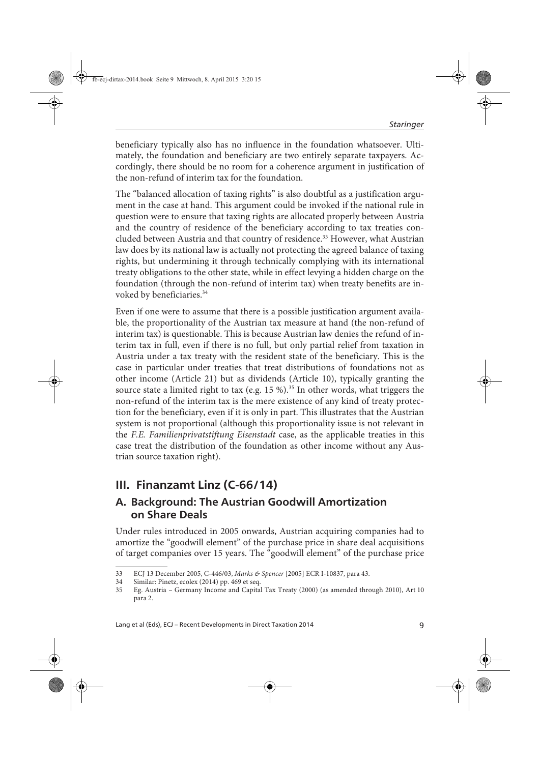beneficiary typically also has no influence in the foundation whatsoever. Ultimately, the foundation and beneficiary are two entirely separate taxpayers. Accordingly, there should be no room for a coherence argument in justification of the non-refund of interim tax for the foundation.

The "balanced allocation of taxing rights" is also doubtful as a justification argument in the case at hand. This argument could be invoked if the national rule in question were to ensure that taxing rights are allocated properly between Austria and the country of residence of the beneficiary according to tax treaties concluded between Austria and that country of residence.[33] However, what Austrian law does by its national law is actually not protecting the agreed balance of taxing rights, but undermining it through technically complying with its international treaty obligations to the other state, while in effect levying a hidden charge on the foundation (through the non-refund of interim tax) when treaty benefits are invoked by beneficiaries.[34]

Even if one were to assume that there is a possible justification argument available, the proportionality of the Austrian tax measure at hand (the non-refund of interim tax) is questionable. This is because Austrian law denies the refund of interim tax in full, even if there is no full, but only partial relief from taxation in Austria under a tax treaty with the resident state of the beneficiary. This is the case in particular under treaties that treat distributions of foundations not as other income (Article 21) but as dividends (Article 10), typically granting the source state a limited right to tax (e.g. 15 %).[35] In other words, what triggers the non-refund of the interim tax is the mere existence of any kind of treaty protection for the beneficiary, even if it is only in part. This illustrates that the Austrian system is not proportional (although this proportionality issue is not relevant in the *F.E. Familienprivatstiftung Eisenstadt* case, as the applicable treaties in this case treat the distribution of the foundation as other income without any Austrian source taxation right).

## III. Finanzamt Linz (C-66/14)

### A. Background: The Austrian Goodwill Amortization on Share Deals

Under rules introduced in 2005 onwards, Austrian acquiring companies had to amortize the "goodwill element" of the purchase price in share deal acquisitions of target companies over 15 years. The "goodwill element" of the purchase price

---

33 ECJ 13 December 2005, C-446/03, *Marks & Spencer* [2005] ECR I-10837, para 43.

34 Similar: Pinetz, ecolex (2014) pp. 469 et seq.

35 Eg. Austria – Germany Income and Capital Tax Treaty (2000) (as amended through 2010), Art 10 para 2.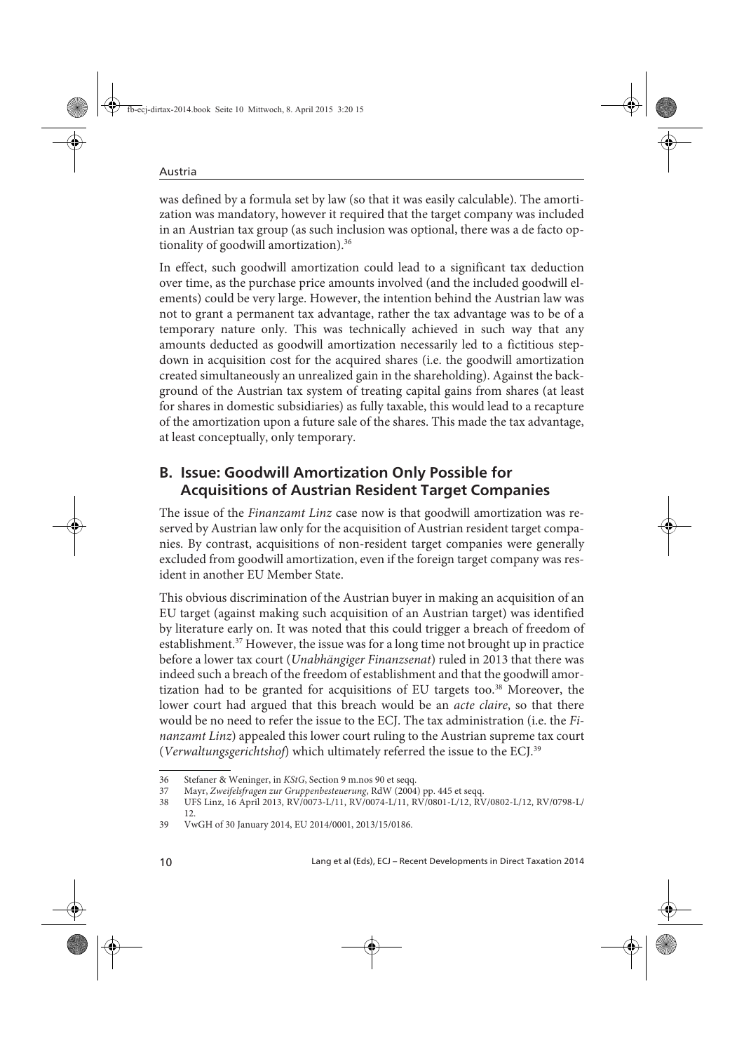was defined by a formula set by law (so that it was easily calculable). The amortization was mandatory, however it required that the target company was included in an Austrian tax group (as such inclusion was optional, there was a de facto optionality of goodwill amortization).[36]

In effect, such goodwill amortization could lead to a significant tax deduction over time, as the purchase price amounts involved (and the included goodwill elements) could be very large. However, the intention behind the Austrian law was not to grant a permanent tax advantage, rather the tax advantage was to be of a temporary nature only. This was technically achieved in such way that any amounts deducted as goodwill amortization necessarily led to a fictitious step-down in acquisition cost for the acquired shares (i.e. the goodwill amortization created simultaneously an unrealized gain in the shareholding). Against the background of the Austrian tax system of treating capital gains from shares (at least for shares in domestic subsidiaries) as fully taxable, this would lead to a recapture of the amortization upon a future sale of the shares. This made the tax advantage, at least conceptually, only temporary.

## B. Issue: Goodwill Amortization Only Possible for Acquisitions of Austrian Resident Target Companies

The issue of the *Finanzamt Linz* case now is that goodwill amortization was reserved by Austrian law only for the acquisition of Austrian resident target companies. By contrast, acquisitions of non-resident target companies were generally excluded from goodwill amortization, even if the foreign target company was resident in another EU Member State.

This obvious discrimination of the Austrian buyer in making an acquisition of an EU target (against making such acquisition of an Austrian target) was identified by literature early on. It was noted that this could trigger a breach of freedom of establishment.[37] However, the issue was for a long time not brought up in practice before a lower tax court (*Unabhängiger Finanzsenat*) ruled in 2013 that there was indeed such a breach of the freedom of establishment and that the goodwill amortization had to be granted for acquisitions of EU targets too.[38] Moreover, the lower court had argued that this breach would be an *acte claire*, so that there would be no need to refer the issue to the ECJ. The tax administration (i.e. the *Finanzamt Linz*) appealed this lower court ruling to the Austrian supreme tax court (*Verwaltungsgerichtshof*) which ultimately referred the issue to the ECJ.[39]

---

36 Stefaner & Weninger, in *KStG*, Section 9 m.nos 90 et seqq.

37 Mayr, *Zweifelsfragen zur Gruppenbesteuerung*, RdW (2004) pp. 445 et seqq.

38 UFS Linz, 16 April 2013, RV/0073-L/11, RV/0074-L/11, RV/0801-L/12, RV/0802-L/12, RV/0798-L/12.

39 VwGH of 30 January 2014, EU 2014/0001, 2013/15/0186.